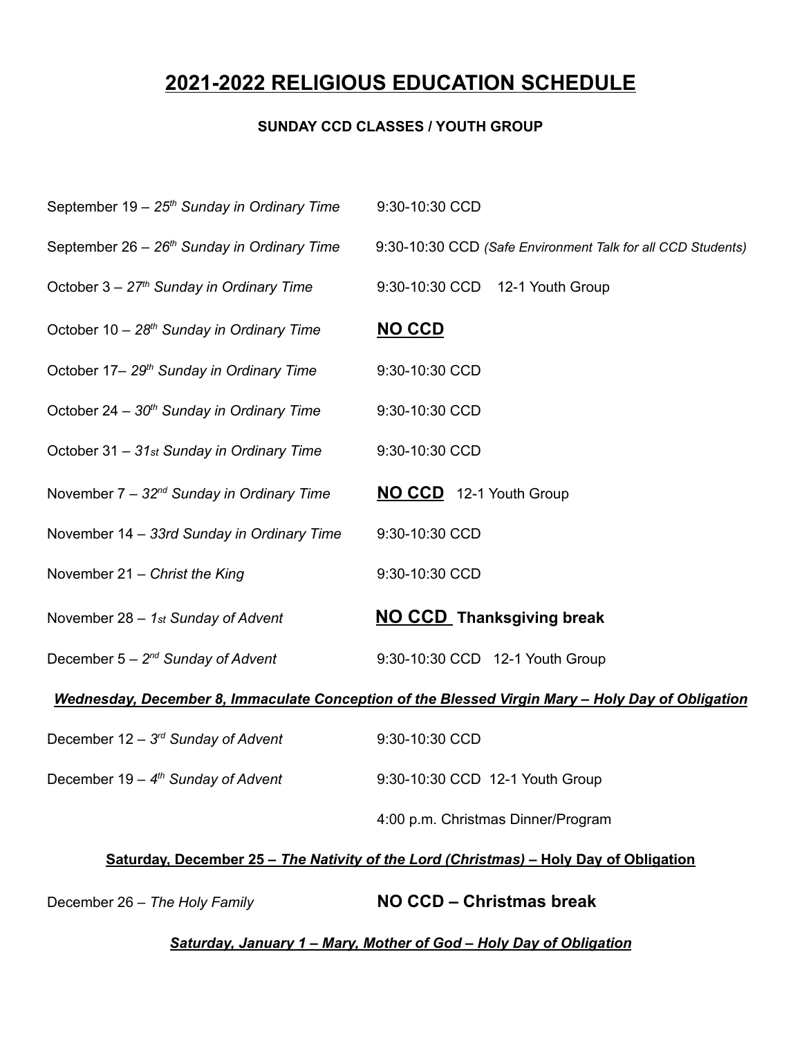# 2021-2022 RELIGIOUS EDUCATION SCHEDULE

**SUNDAY CCD CLASSES / YOUTH GROUP**

| | |
|---|---|
| September 19 – *25th Sunday in Ordinary Time* | 9:30-10:30 CCD |
| September 26 – *26th Sunday in Ordinary Time* | 9:30-10:30 CCD *(Safe Environment Talk for all CCD Students)* |
| October 3 – *27th Sunday in Ordinary Time* | 9:30-10:30 CCD 12-1 Youth Group |
| October 10 – *28th Sunday in Ordinary Time* | **NO CCD** |
| October 17– *29th Sunday in Ordinary Time* | 9:30-10:30 CCD |
| October 24 – *30th Sunday in Ordinary Time* | 9:30-10:30 CCD |
| October 31 – *31st Sunday in Ordinary Time* | 9:30-10:30 CCD |
| November 7 – *32nd Sunday in Ordinary Time* | **NO CCD** 12-1 Youth Group |
| November 14 – *33rd Sunday in Ordinary Time* | 9:30-10:30 CCD |
| November 21 – *Christ the King* | 9:30-10:30 CCD |
| November 28 – *1st Sunday of Advent* | **NO CCD Thanksgiving break** |
| December 5 – *2nd Sunday of Advent* | 9:30-10:30 CCD 12-1 Youth Group |

***Wednesday, December 8, Immaculate Conception of the Blessed Virgin Mary – Holy Day of Obligation***

| | |
|---|---|
| December 12 – *3rd Sunday of Advent* | 9:30-10:30 CCD |
| December 19 – *4th Sunday of Advent* | 9:30-10:30 CCD 12-1 Youth Group |
| | 4:00 p.m. Christmas Dinner/Program |

**Saturday, December 25 – *The Nativity of the Lord (Christmas)* – Holy Day of Obligation**

| | |
|---|---|
| December 26 – *The Holy Family* | **NO CCD – Christmas break** |

***Saturday, January 1 – Mary, Mother of God – Holy Day of Obligation***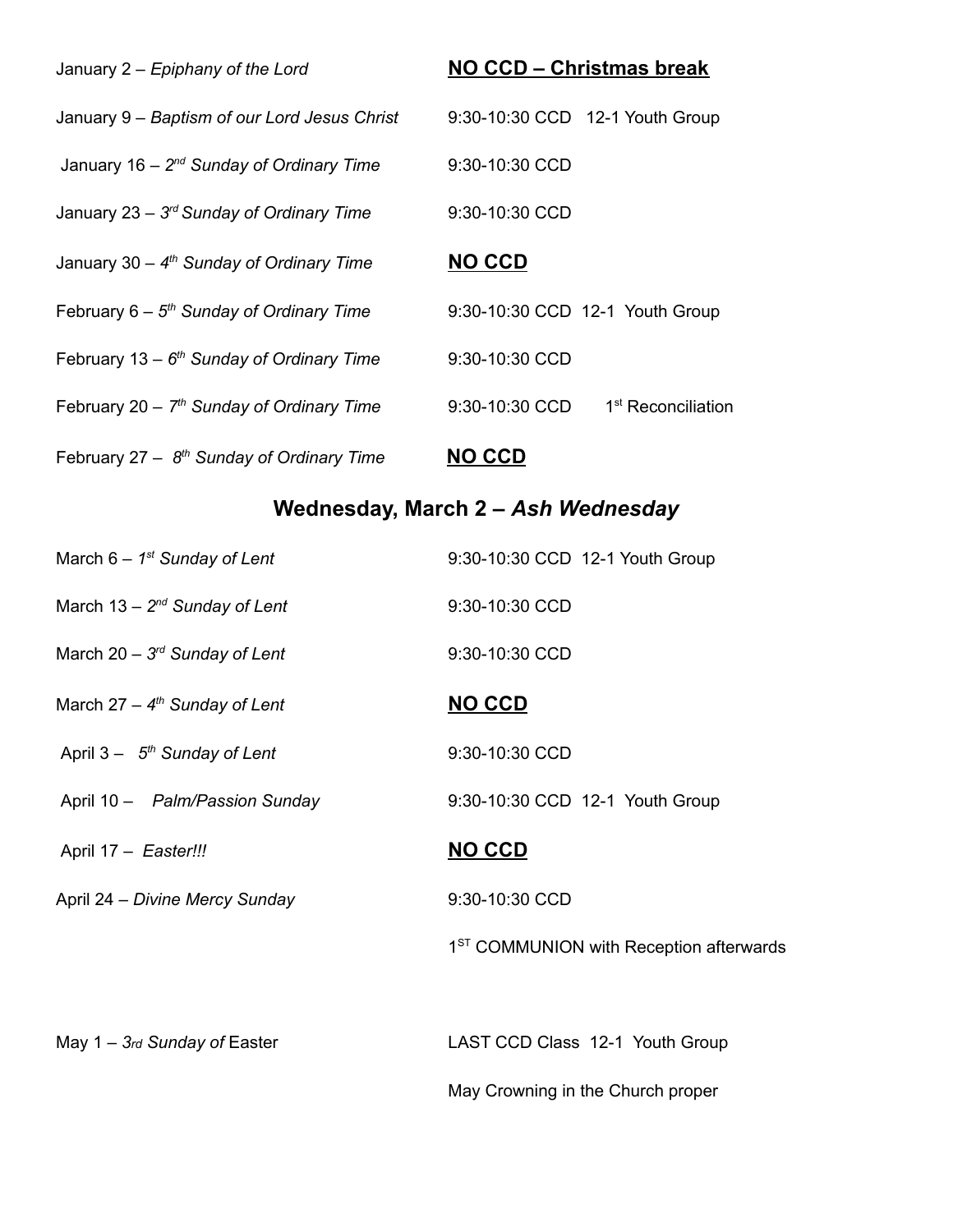| | |
|---|---|
| January 2 – *Epiphany of the Lord* | **NO CCD – Christmas break** |
| January 9 – *Baptism of our Lord Jesus Christ* | 9:30-10:30 CCD 12-1 Youth Group |
| January 16 – *2nd Sunday of Ordinary Time* | 9:30-10:30 CCD |
| January 23 – *3rd Sunday of Ordinary Time* | 9:30-10:30 CCD |
| January 30 – *4th Sunday of Ordinary Time* | **NO CCD** |
| February 6 – *5th Sunday of Ordinary Time* | 9:30-10:30 CCD 12-1 Youth Group |
| February 13 – *6th Sunday of Ordinary Time* | 9:30-10:30 CCD |
| February 20 – *7th Sunday of Ordinary Time* | 9:30-10:30 CCD 1st Reconciliation |
| February 27 – *8th Sunday of Ordinary Time* | **NO CCD** |

## Wednesday, March 2 – *Ash Wednesday*

| | |
|---|---|
| March 6 – *1st Sunday of Lent* | 9:30-10:30 CCD 12-1 Youth Group |
| March 13 – *2nd Sunday of Lent* | 9:30-10:30 CCD |
| March 20 – *3rd Sunday of Lent* | 9:30-10:30 CCD |
| March 27 – *4th Sunday of Lent* | **NO CCD** |
| April 3 – *5th Sunday of Lent* | 9:30-10:30 CCD |
| April 10 – *Palm/Passion Sunday* | 9:30-10:30 CCD 12-1 Youth Group |
| April 17 – *Easter!!!* | **NO CCD** |
| April 24 – *Divine Mercy Sunday* | 9:30-10:30 CCD |
| | 1ST COMMUNION with Reception afterwards |
| May 1 – *3rd Sunday of* Easter | LAST CCD Class 12-1 Youth Group |
| | May Crowning in the Church proper |